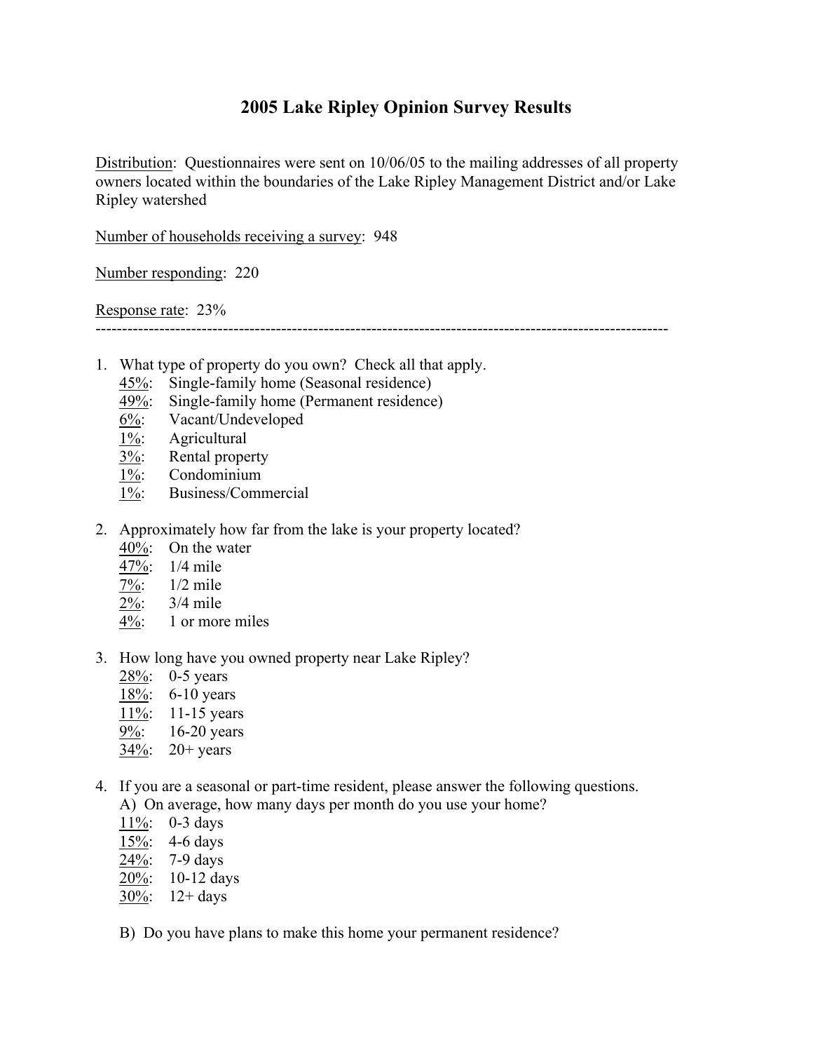# 2005 Lake Ripley Opinion Survey Results

<u>Distribution</u>: Questionnaires were sent on 10/06/05 to the mailing addresses of all property owners located within the boundaries of the Lake Ripley Management District and/or Lake Ripley watershed

<u>Number of households receiving a survey</u>: 948

<u>Number responding</u>: 220

<u>Response rate</u>: 23%

---

1. What type of property do you own? Check all that apply.
   - <u>45%</u>: Single-family home (Seasonal residence)
   - <u>49%</u>: Single-family home (Permanent residence)
   - <u>6%</u>: Vacant/Undeveloped
   - <u>1%</u>: Agricultural
   - <u>3%</u>: Rental property
   - <u>1%</u>: Condominium
   - <u>1%</u>: Business/Commercial

2. Approximately how far from the lake is your property located?
   - <u>40%</u>: On the water
   - <u>47%</u>: 1/4 mile
   - <u>7%</u>: 1/2 mile
   - <u>2%</u>: 3/4 mile
   - <u>4%</u>: 1 or more miles

3. How long have you owned property near Lake Ripley?
   - <u>28%</u>: 0-5 years
   - <u>18%</u>: 6-10 years
   - <u>11%</u>: 11-15 years
   - <u>9%</u>: 16-20 years
   - <u>34%</u>: 20+ years

4. If you are a seasonal or part-time resident, please answer the following questions.

   A) On average, how many days per month do you use your home?
   - <u>11%</u>: 0-3 days
   - <u>15%</u>: 4-6 days
   - <u>24%</u>: 7-9 days
   - <u>20%</u>: 10-12 days
   - <u>30%</u>: 12+ days

   B) Do you have plans to make this home your permanent residence?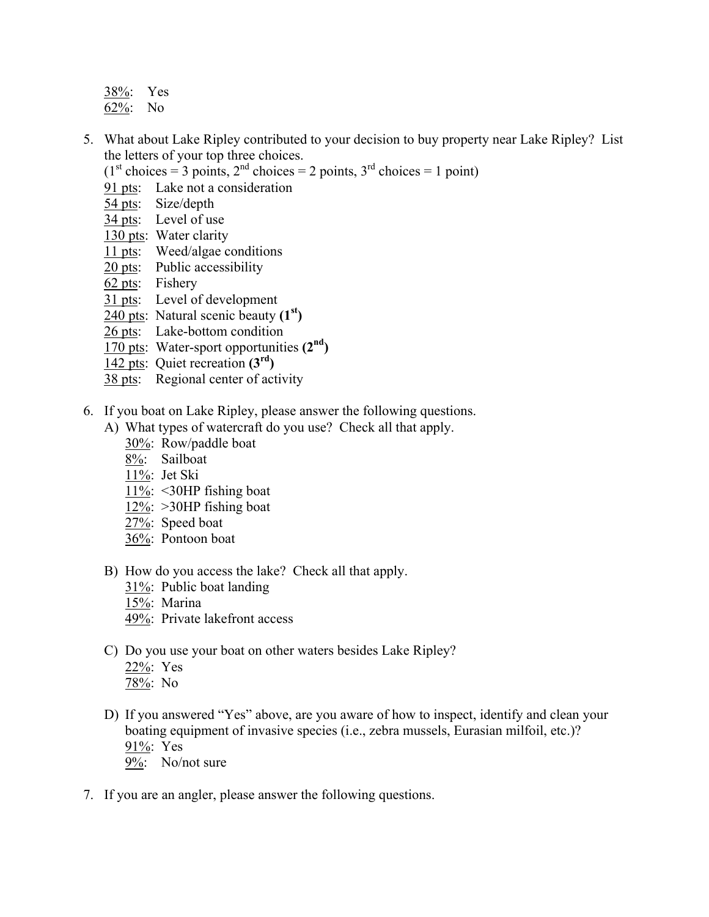38%: Yes
62%: No

5. What about Lake Ripley contributed to your decision to buy property near Lake Ripley? List the letters of your top three choices.
   (1st choices = 3 points, 2nd choices = 2 points, 3rd choices = 1 point)
   91 pts: Lake not a consideration
   54 pts: Size/depth
   34 pts: Level of use
   130 pts: Water clarity
   11 pts: Weed/algae conditions
   20 pts: Public accessibility
   62 pts: Fishery
   31 pts: Level of development
   240 pts: Natural scenic beauty **(1st)**
   26 pts: Lake-bottom condition
   170 pts: Water-sport opportunities **(2nd)**
   142 pts: Quiet recreation **(3rd)**
   38 pts: Regional center of activity

6. If you boat on Lake Ripley, please answer the following questions.
   A) What types of watercraft do you use? Check all that apply.
      30%: Row/paddle boat
      8%: Sailboat
      11%: Jet Ski
      11%: <30HP fishing boat
      12%: >30HP fishing boat
      27%: Speed boat
      36%: Pontoon boat

   B) How do you access the lake? Check all that apply.
      31%: Public boat landing
      15%: Marina
      49%: Private lakefront access

   C) Do you use your boat on other waters besides Lake Ripley?
      22%: Yes
      78%: No

   D) If you answered "Yes" above, are you aware of how to inspect, identify and clean your boating equipment of invasive species (i.e., zebra mussels, Eurasian milfoil, etc.)?
      91%: Yes
      9%: No/not sure

7. If you are an angler, please answer the following questions.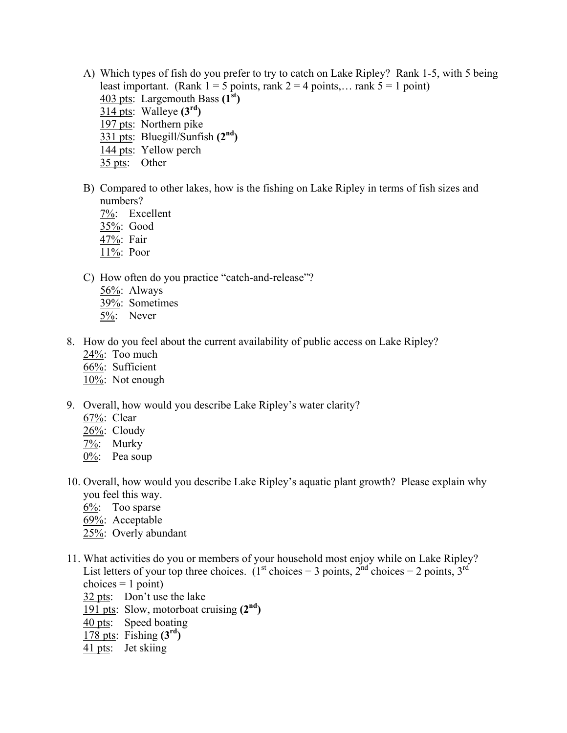A) Which types of fish do you prefer to try to catch on Lake Ripley? Rank 1-5, with 5 being least important. (Rank 1 = 5 points, rank 2 = 4 points,… rank 5 = 1 point)
   - 403 pts: Largemouth Bass **(1st)**
   - 314 pts: Walleye **(3rd)**
   - 197 pts: Northern pike
   - 331 pts: Bluegill/Sunfish **(2nd)**
   - 144 pts: Yellow perch
   - 35 pts: Other

B) Compared to other lakes, how is the fishing on Lake Ripley in terms of fish sizes and numbers?
   - 7%: Excellent
   - 35%: Good
   - 47%: Fair
   - 11%: Poor

C) How often do you practice "catch-and-release"?
   - 56%: Always
   - 39%: Sometimes
   - 5%: Never

8. How do you feel about the current availability of public access on Lake Ripley?
   - 24%: Too much
   - 66%: Sufficient
   - 10%: Not enough

9. Overall, how would you describe Lake Ripley's water clarity?
   - 67%: Clear
   - 26%: Cloudy
   - 7%: Murky
   - 0%: Pea soup

10. Overall, how would you describe Lake Ripley's aquatic plant growth? Please explain why you feel this way.
    - 6%: Too sparse
    - 69%: Acceptable
    - 25%: Overly abundant

11. What activities do you or members of your household most enjoy while on Lake Ripley? List letters of your top three choices. (1st choices = 3 points, 2nd choices = 2 points, 3rd choices = 1 point)
    - 32 pts: Don't use the lake
    - 191 pts: Slow, motorboat cruising **(2nd)**
    - 40 pts: Speed boating
    - 178 pts: Fishing **(3rd)**
    - 41 pts: Jet skiing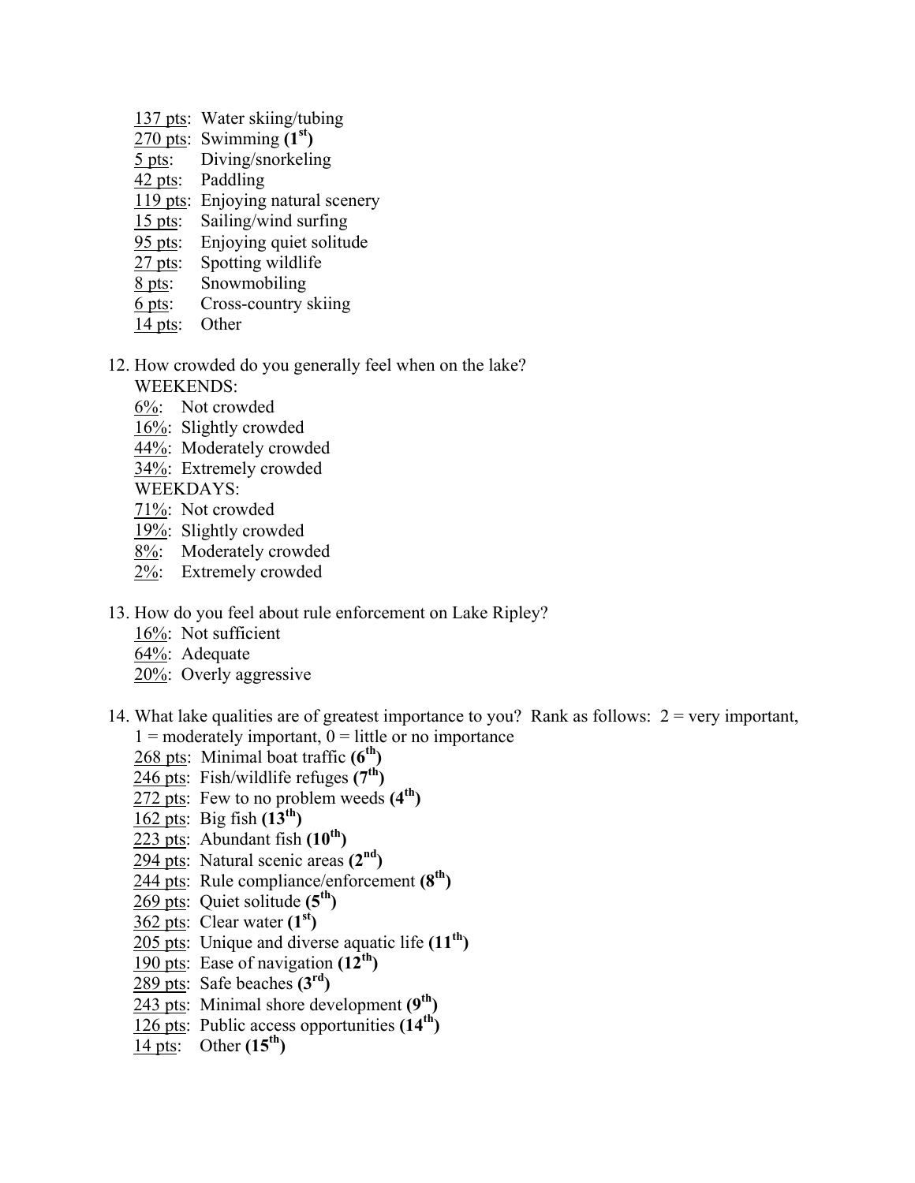137 pts: Water skiing/tubing
270 pts: Swimming **(1st)**
5 pts: Diving/snorkeling
42 pts: Paddling
119 pts: Enjoying natural scenery
15 pts: Sailing/wind surfing
95 pts: Enjoying quiet solitude
27 pts: Spotting wildlife
8 pts: Snowmobiling
6 pts: Cross-country skiing
14 pts: Other

12. How crowded do you generally feel when on the lake?
    WEEKENDS:
    6%: Not crowded
    16%: Slightly crowded
    44%: Moderately crowded
    34%: Extremely crowded
    WEEKDAYS:
    71%: Not crowded
    19%: Slightly crowded
    8%: Moderately crowded
    2%: Extremely crowded

13. How do you feel about rule enforcement on Lake Ripley?
    16%: Not sufficient
    64%: Adequate
    20%: Overly aggressive

14. What lake qualities are of greatest importance to you? Rank as follows: 2 = very important, 1 = moderately important, 0 = little or no importance
    268 pts: Minimal boat traffic **(6th)**
    246 pts: Fish/wildlife refuges **(7th)**
    272 pts: Few to no problem weeds **(4th)**
    162 pts: Big fish **(13th)**
    223 pts: Abundant fish **(10th)**
    294 pts: Natural scenic areas **(2nd)**
    244 pts: Rule compliance/enforcement **(8th)**
    269 pts: Quiet solitude **(5th)**
    362 pts: Clear water **(1st)**
    205 pts: Unique and diverse aquatic life **(11th)**
    190 pts: Ease of navigation **(12th)**
    289 pts: Safe beaches **(3rd)**
    243 pts: Minimal shore development **(9th)**
    126 pts: Public access opportunities **(14th)**
    14 pts: Other **(15th)**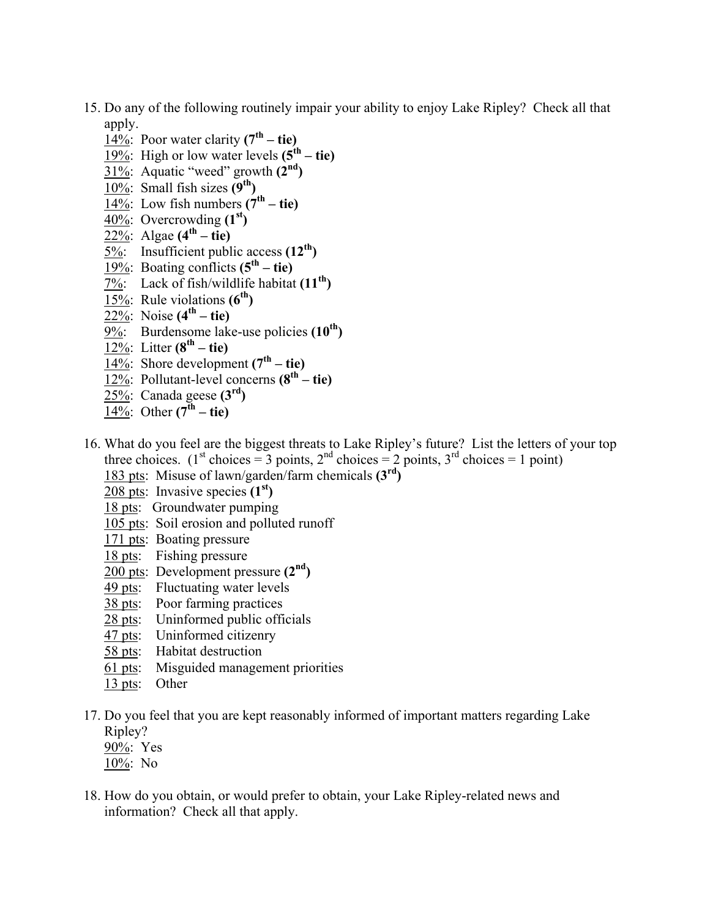15. Do any of the following routinely impair your ability to enjoy Lake Ripley? Check all that apply.
    - 14%: Poor water clarity **(7th – tie)**
    - 19%: High or low water levels **(5th – tie)**
    - 31%: Aquatic "weed" growth **(2nd)**
    - 10%: Small fish sizes **(9th)**
    - 14%: Low fish numbers **(7th – tie)**
    - 40%: Overcrowding **(1st)**
    - 22%: Algae **(4th – tie)**
    - 5%: Insufficient public access **(12th)**
    - 19%: Boating conflicts **(5th – tie)**
    - 7%: Lack of fish/wildlife habitat **(11th)**
    - 15%: Rule violations **(6th)**
    - 22%: Noise **(4th – tie)**
    - 9%: Burdensome lake-use policies **(10th)**
    - 12%: Litter **(8th – tie)**
    - 14%: Shore development **(7th – tie)**
    - 12%: Pollutant-level concerns **(8th – tie)**
    - 25%: Canada geese **(3rd)**
    - 14%: Other **(7th – tie)**

16. What do you feel are the biggest threats to Lake Ripley's future? List the letters of your top three choices. (1st choices = 3 points, 2nd choices = 2 points, 3rd choices = 1 point)
    - 183 pts: Misuse of lawn/garden/farm chemicals **(3rd)**
    - 208 pts: Invasive species **(1st)**
    - 18 pts: Groundwater pumping
    - 105 pts: Soil erosion and polluted runoff
    - 171 pts: Boating pressure
    - 18 pts: Fishing pressure
    - 200 pts: Development pressure **(2nd)**
    - 49 pts: Fluctuating water levels
    - 38 pts: Poor farming practices
    - 28 pts: Uninformed public officials
    - 47 pts: Uninformed citizenry
    - 58 pts: Habitat destruction
    - 61 pts: Misguided management priorities
    - 13 pts: Other

17. Do you feel that you are kept reasonably informed of important matters regarding Lake Ripley?
    - 90%: Yes
    - 10%: No

18. How do you obtain, or would prefer to obtain, your Lake Ripley-related news and information? Check all that apply.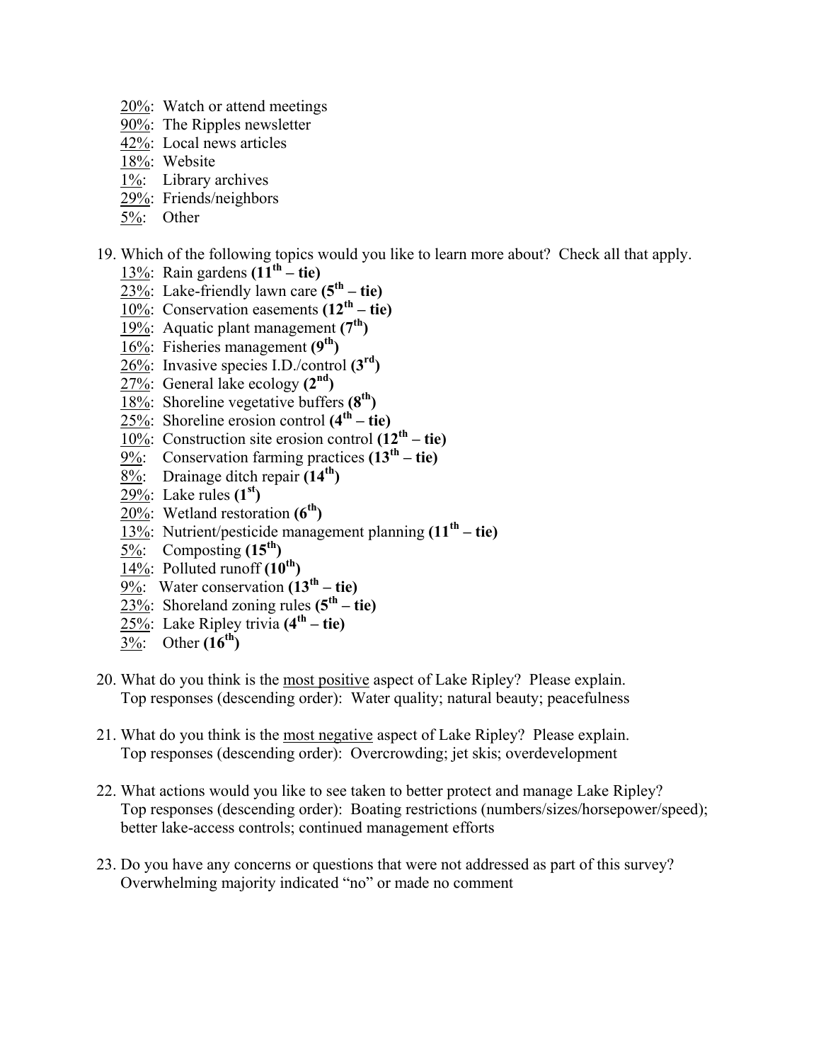- 20%: Watch or attend meetings
- 90%: The Ripples newsletter
- 42%: Local news articles
- 18%: Website
- 1%: Library archives
- 29%: Friends/neighbors
- 5%: Other

19. Which of the following topics would you like to learn more about? Check all that apply.
    - 13%: Rain gardens **(11th – tie)**
    - 23%: Lake-friendly lawn care **(5th – tie)**
    - 10%: Conservation easements **(12th – tie)**
    - 19%: Aquatic plant management **(7th)**
    - 16%: Fisheries management **(9th)**
    - 26%: Invasive species I.D./control **(3rd)**
    - 27%: General lake ecology **(2nd)**
    - 18%: Shoreline vegetative buffers **(8th)**
    - 25%: Shoreline erosion control **(4th – tie)**
    - 10%: Construction site erosion control **(12th – tie)**
    - 9%: Conservation farming practices **(13th – tie)**
    - 8%: Drainage ditch repair **(14th)**
    - 29%: Lake rules **(1st)**
    - 20%: Wetland restoration **(6th)**
    - 13%: Nutrient/pesticide management planning **(11th – tie)**
    - 5%: Composting **(15th)**
    - 14%: Polluted runoff **(10th)**
    - 9%: Water conservation **(13th – tie)**
    - 23%: Shoreland zoning rules **(5th – tie)**
    - 25%: Lake Ripley trivia **(4th – tie)**
    - 3%: Other **(16th)**

20. What do you think is the most positive aspect of Lake Ripley? Please explain.
    Top responses (descending order): Water quality; natural beauty; peacefulness

21. What do you think is the most negative aspect of Lake Ripley? Please explain.
    Top responses (descending order): Overcrowding; jet skis; overdevelopment

22. What actions would you like to see taken to better protect and manage Lake Ripley?
    Top responses (descending order): Boating restrictions (numbers/sizes/horsepower/speed); better lake-access controls; continued management efforts

23. Do you have any concerns or questions that were not addressed as part of this survey?
    Overwhelming majority indicated "no" or made no comment